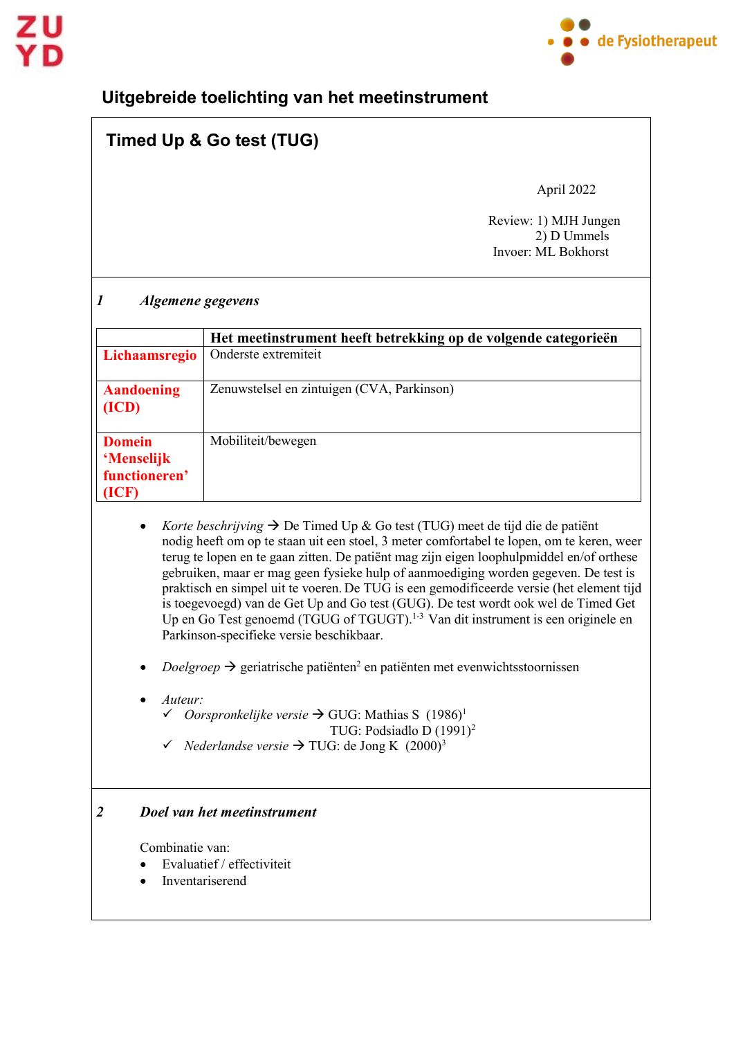# Uitgebreide toelichting van het meetinstrument

## Timed Up & Go test (TUG)

April 2022

Review: 1) MJH Jungen
2) D Ummels
Invoer: ML Bokhorst

### 1 *Algemene gegevens*

| | Het meetinstrument heeft betrekking op de volgende categorieën |
|---|---|
| **Lichaamsregio** | Onderste extremiteit |
| **Aandoening (ICD)** | Zenuwstelsel en zintuigen (CVA, Parkinson) |
| **Domein 'Menselijk functioneren' (ICF)** | Mobiliteit/bewegen |

- *Korte beschrijving* → De Timed Up & Go test (TUG) meet de tijd die de patiënt nodig heeft om op te staan uit een stoel, 3 meter comfortabel te lopen, om te keren, weer terug te lopen en te gaan zitten. De patiënt mag zijn eigen loophulpmiddel en/of orthese gebruiken, maar er mag geen fysieke hulp of aanmoediging worden gegeven. De test is praktisch en simpel uit te voeren. De TUG is een gemodificeerde versie (het element tijd is toegevoegd) van de Get Up and Go test (GUG). De test wordt ook wel de Timed Get Up en Go Test genoemd (TGUG of TGUGT).[1-3] Van dit instrument is een originele en Parkinson-specifieke versie beschikbaar.

- *Doelgroep* → geriatrische patiënten[2] en patiënten met evenwichtsstoornissen

- *Auteur:*
  - ✓ *Oorspronkelijke versie* → GUG: Mathias S (1986)[1]
    TUG: Podsiadlo D (1991)[2]
  - ✓ *Nederlandse versie* → TUG: de Jong K (2000)[3]

### 2 *Doel van het meetinstrument*

Combinatie van:

- Evaluatief / effectiviteit
- Inventariserend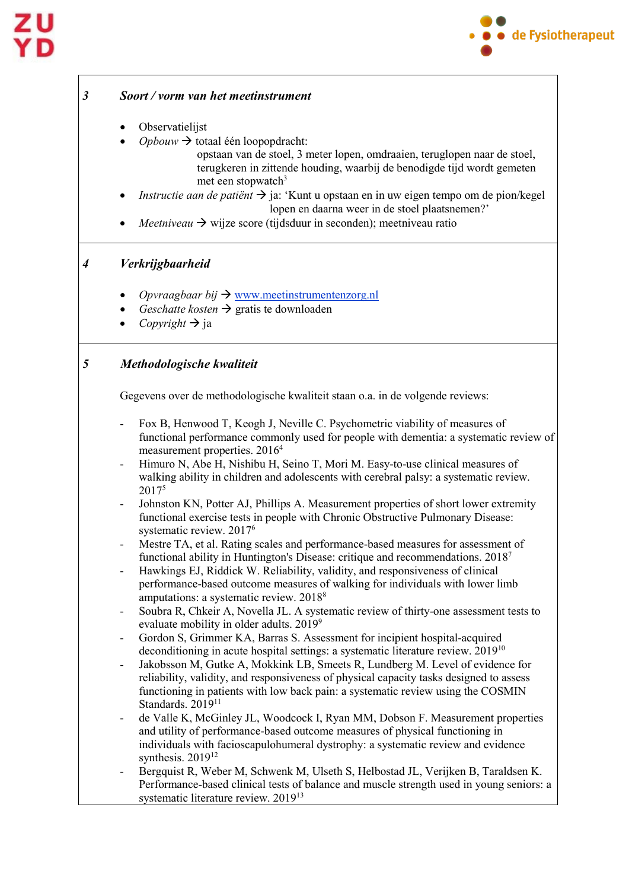## 3 *Soort / vorm van het meetinstrument*

- Observatielijst
- *Opbouw* → totaal één loopopdracht:
  opstaan van de stoel, 3 meter lopen, omdraaien, teruglopen naar de stoel, terugkeren in zittende houding, waarbij de benodigde tijd wordt gemeten met een stopwatch[3]
- *Instructie aan de patiënt* → ja: 'Kunt u opstaan en in uw eigen tempo om de pion/kegel lopen en daarna weer in de stoel plaatsnemen?'
- *Meetniveau* → wijze score (tijdsduur in seconden); meetniveau ratio

## 4 *Verkrijgbaarheid*

- *Opvraagbaar bij* → www.meetinstrumentenzorg.nl
- *Geschatte kosten* → gratis te downloaden
- *Copyright* → ja

## 5 *Methodologische kwaliteit*

Gegevens over de methodologische kwaliteit staan o.a. in de volgende reviews:

- Fox B, Henwood T, Keogh J, Neville C. Psychometric viability of measures of functional performance commonly used for people with dementia: a systematic review of measurement properties. 2016[4]
- Himuro N, Abe H, Nishibu H, Seino T, Mori M. Easy-to-use clinical measures of walking ability in children and adolescents with cerebral palsy: a systematic review. 2017[5]
- Johnston KN, Potter AJ, Phillips A. Measurement properties of short lower extremity functional exercise tests in people with Chronic Obstructive Pulmonary Disease: systematic review. 2017[6]
- Mestre TA, et al. Rating scales and performance-based measures for assessment of functional ability in Huntington's Disease: critique and recommendations. 2018[7]
- Hawkings EJ, Riddick W. Reliability, validity, and responsiveness of clinical performance-based outcome measures of walking for individuals with lower limb amputations: a systematic review. 2018[8]
- Soubra R, Chkeir A, Novella JL. A systematic review of thirty-one assessment tests to evaluate mobility in older adults. 2019[9]
- Gordon S, Grimmer KA, Barras S. Assessment for incipient hospital-acquired deconditioning in acute hospital settings: a systematic literature review. 2019[10]
- Jakobsson M, Gutke A, Mokkink LB, Smeets R, Lundberg M. Level of evidence for reliability, validity, and responsiveness of physical capacity tasks designed to assess functioning in patients with low back pain: a systematic review using the COSMIN Standards. 2019[11]
- de Valle K, McGinley JL, Woodcock I, Ryan MM, Dobson F. Measurement properties and utility of performance-based outcome measures of physical functioning in individuals with facioscapulohumeral dystrophy: a systematic review and evidence synthesis. 2019[12]
- Bergquist R, Weber M, Schwenk M, Ulseth S, Helbostad JL, Verijken B, Taraldsen K. Performance-based clinical tests of balance and muscle strength used in young seniors: a systematic literature review. 2019[13]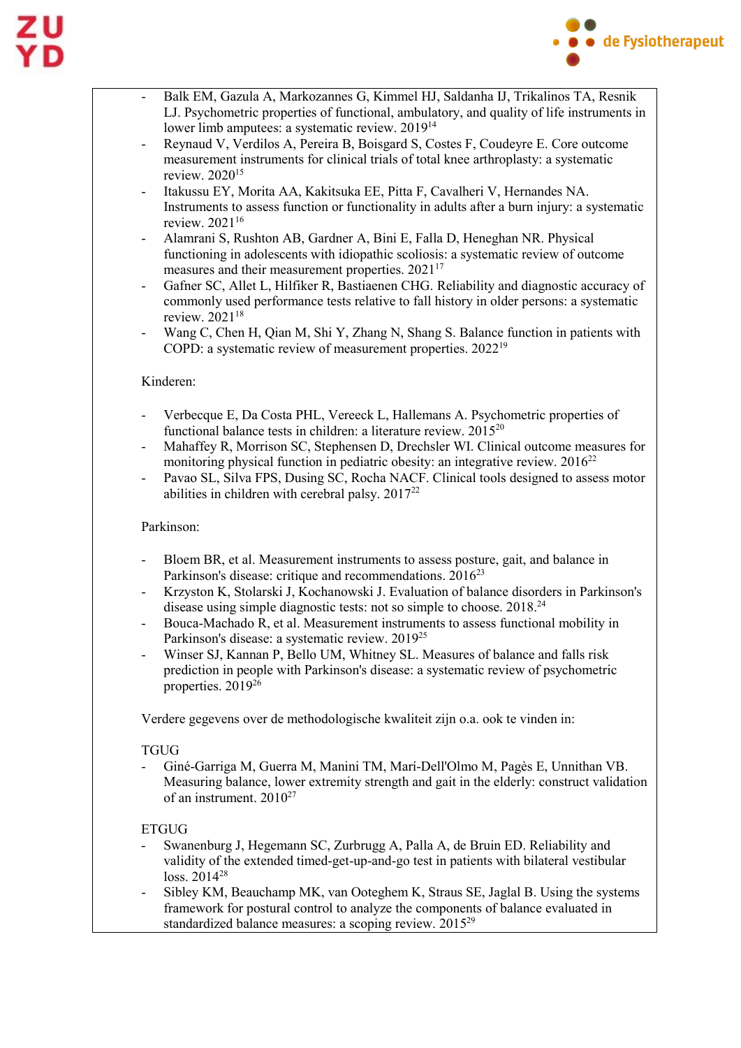- Balk EM, Gazula A, Markozannes G, Kimmel HJ, Saldanha IJ, Trikalinos TA, Resnik LJ. Psychometric properties of functional, ambulatory, and quality of life instruments in lower limb amputees: a systematic review. 2019[14]
- Reynaud V, Verdilos A, Pereira B, Boisgard S, Costes F, Coudeyre E. Core outcome measurement instruments for clinical trials of total knee arthroplasty: a systematic review. 2020[15]
- Itakussu EY, Morita AA, Kakitsuka EE, Pitta F, Cavalheri V, Hernandes NA. Instruments to assess function or functionality in adults after a burn injury: a systematic review. 2021[16]
- Alamrani S, Rushton AB, Gardner A, Bini E, Falla D, Heneghan NR. Physical functioning in adolescents with idiopathic scoliosis: a systematic review of outcome measures and their measurement properties. 2021[17]
- Gafner SC, Allet L, Hilfiker R, Bastiaenen CHG. Reliability and diagnostic accuracy of commonly used performance tests relative to fall history in older persons: a systematic review. 2021[18]
- Wang C, Chen H, Qian M, Shi Y, Zhang N, Shang S. Balance function in patients with COPD: a systematic review of measurement properties. 2022[19]

Kinderen:

- Verbecque E, Da Costa PHL, Vereeck L, Hallemans A. Psychometric properties of functional balance tests in children: a literature review. 2015[20]
- Mahaffey R, Morrison SC, Stephensen D, Drechsler WI. Clinical outcome measures for monitoring physical function in pediatric obesity: an integrative review. 2016[22]
- Pavao SL, Silva FPS, Dusing SC, Rocha NACF. Clinical tools designed to assess motor abilities in children with cerebral palsy. 2017[22]

Parkinson:

- Bloem BR, et al. Measurement instruments to assess posture, gait, and balance in Parkinson's disease: critique and recommendations. 2016[23]
- Krzyston K, Stolarski J, Kochanowski J. Evaluation of balance disorders in Parkinson's disease using simple diagnostic tests: not so simple to choose. 2018.[24]
- Bouca-Machado R, et al. Measurement instruments to assess functional mobility in Parkinson's disease: a systematic review. 2019[25]
- Winser SJ, Kannan P, Bello UM, Whitney SL. Measures of balance and falls risk prediction in people with Parkinson's disease: a systematic review of psychometric properties. 2019[26]

Verdere gegevens over de methodologische kwaliteit zijn o.a. ook te vinden in:

TGUG
- Giné-Garriga M, Guerra M, Manini TM, Marí-Dell'Olmo M, Pagès E, Unnithan VB. Measuring balance, lower extremity strength and gait in the elderly: construct validation of an instrument. 2010[27]

ETGUG
- Swanenburg J, Hegemann SC, Zurbrugg A, Palla A, de Bruin ED. Reliability and validity of the extended timed-get-up-and-go test in patients with bilateral vestibular loss. 2014[28]
- Sibley KM, Beauchamp MK, van Ooteghem K, Straus SE, Jaglal B. Using the systems framework for postural control to analyze the components of balance evaluated in standardized balance measures: a scoping review. 2015[29]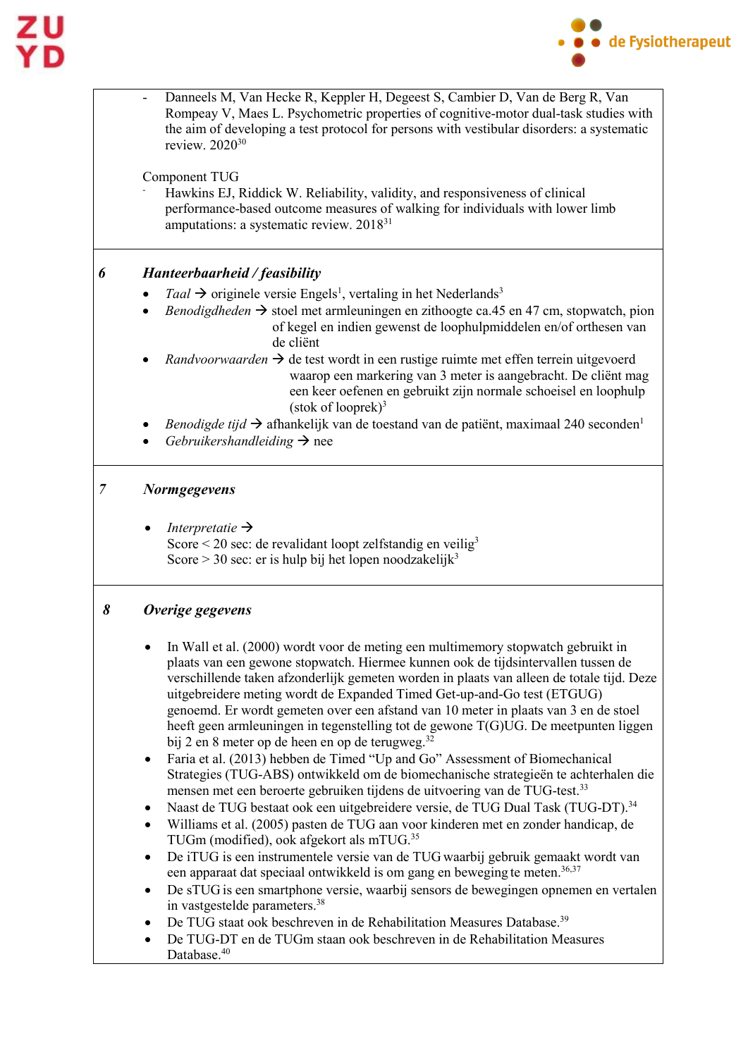- Danneels M, Van Hecke R, Keppler H, Degeest S, Cambier D, Van de Berg R, Van Rompeay V, Maes L. Psychometric properties of cognitive-motor dual-task studies with the aim of developing a test protocol for persons with vestibular disorders: a systematic review. 2020[30]

Component TUG

- Hawkins EJ, Riddick W. Reliability, validity, and responsiveness of clinical performance-based outcome measures of walking for individuals with lower limb amputations: a systematic review. 2018[31]

## 6 *Hanteerbaarheid / feasibility*

- *Taal* → originele versie Engels[1], vertaling in het Nederlands[3]
- *Benodigdheden* → stoel met armleuningen en zithoogte ca.45 en 47 cm, stopwatch, pion of kegel en indien gewenst de loophulpmiddelen en/of orthesen van de cliënt
- *Randvoorwaarden* → de test wordt in een rustige ruimte met effen terrein uitgevoerd waarop een markering van 3 meter is aangebracht. De cliënt mag een keer oefenen en gebruikt zijn normale schoeisel en loophulp (stok of looprek)[3]
- *Benodigde tijd* → afhankelijk van de toestand van de patiënt, maximaal 240 seconden[1]
- *Gebruikershandleiding* → nee

## 7 *Normgegevens*

- *Interpretatie* →
  Score < 20 sec: de revalidant loopt zelfstandig en veilig[3]
  Score > 30 sec: er is hulp bij het lopen noodzakelijk[3]

## 8 *Overige gegevens*

- In Wall et al. (2000) wordt voor de meting een multimemory stopwatch gebruikt in plaats van een gewone stopwatch. Hiermee kunnen ook de tijdsintervallen tussen de verschillende taken afzonderlijk gemeten worden in plaats van alleen de totale tijd. Deze uitgebreidere meting wordt de Expanded Timed Get-up-and-Go test (ETGUG) genoemd. Er wordt gemeten over een afstand van 10 meter in plaats van 3 en de stoel heeft geen armleuningen in tegenstelling tot de gewone T(G)UG. De meetpunten liggen bij 2 en 8 meter op de heen en op de terugweg.[32]
- Faria et al. (2013) hebben de Timed "Up and Go" Assessment of Biomechanical Strategies (TUG-ABS) ontwikkeld om de biomechanische strategieën te achterhalen die mensen met een beroerte gebruiken tijdens de uitvoering van de TUG-test.[33]
- Naast de TUG bestaat ook een uitgebreidere versie, de TUG Dual Task (TUG-DT).[34]
- Williams et al. (2005) pasten de TUG aan voor kinderen met en zonder handicap, de TUGm (modified), ook afgekort als mTUG.[35]
- De iTUG is een instrumentele versie van de TUG waarbij gebruik gemaakt wordt van een apparaat dat speciaal ontwikkeld is om gang en beweging te meten.[36,37]
- De sTUG is een smartphone versie, waarbij sensors de bewegingen opnemen en vertalen in vastgestelde parameters.[38]
- De TUG staat ook beschreven in de Rehabilitation Measures Database.[39]
- De TUG-DT en de TUGm staan ook beschreven in de Rehabilitation Measures Database.[40]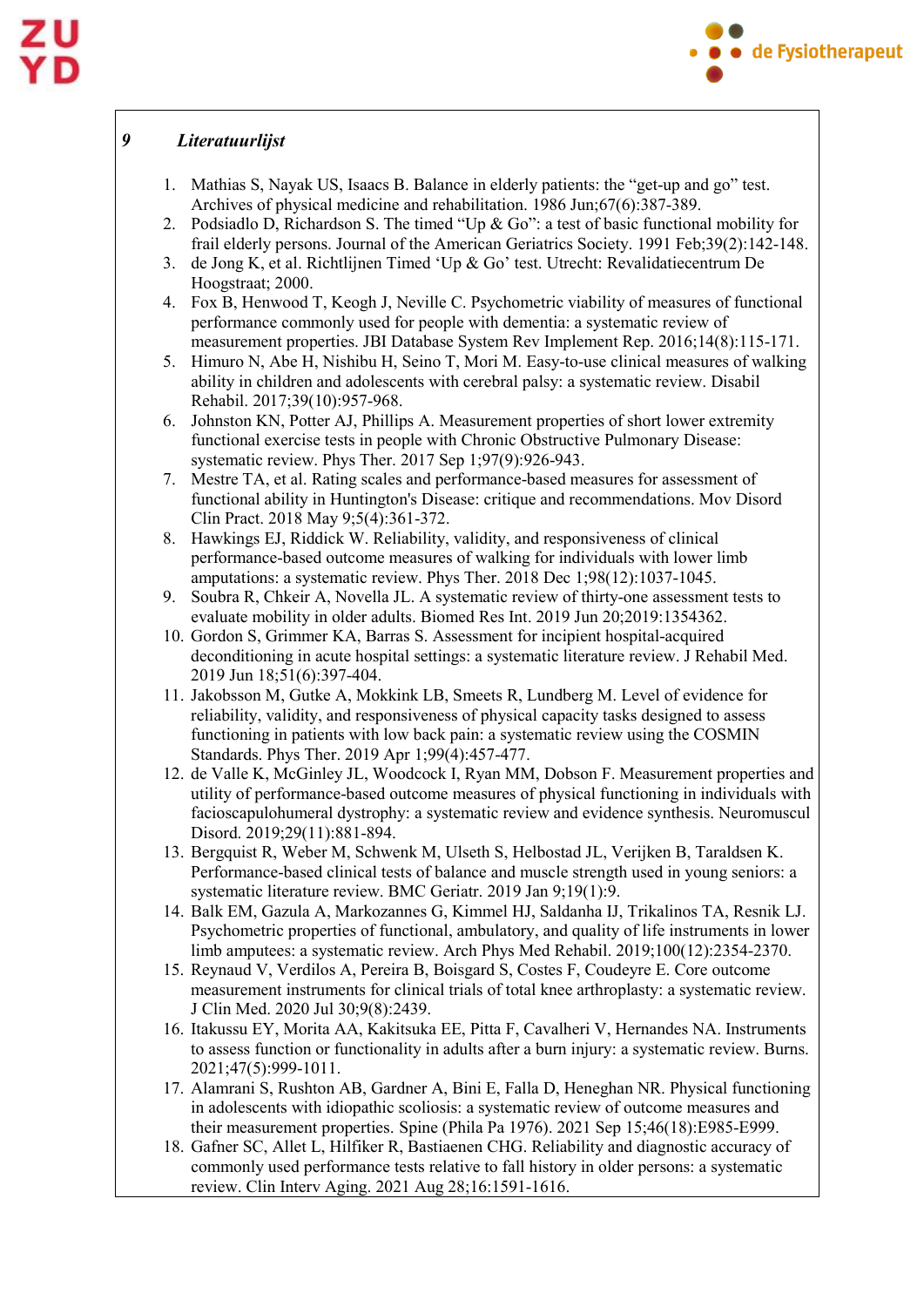## 9 *Literatuurlijst*

1. Mathias S, Nayak US, Isaacs B. Balance in elderly patients: the "get-up and go" test. Archives of physical medicine and rehabilitation. 1986 Jun;67(6):387-389.
2. Podsiadlo D, Richardson S. The timed "Up & Go": a test of basic functional mobility for frail elderly persons. Journal of the American Geriatrics Society. 1991 Feb;39(2):142-148.
3. de Jong K, et al. Richtlijnen Timed 'Up & Go' test. Utrecht: Revalidatiecentrum De Hoogstraat; 2000.
4. Fox B, Henwood T, Keogh J, Neville C. Psychometric viability of measures of functional performance commonly used for people with dementia: a systematic review of measurement properties. JBI Database System Rev Implement Rep. 2016;14(8):115-171.
5. Himuro N, Abe H, Nishibu H, Seino T, Mori M. Easy-to-use clinical measures of walking ability in children and adolescents with cerebral palsy: a systematic review. Disabil Rehabil. 2017;39(10):957-968.
6. Johnston KN, Potter AJ, Phillips A. Measurement properties of short lower extremity functional exercise tests in people with Chronic Obstructive Pulmonary Disease: systematic review. Phys Ther. 2017 Sep 1;97(9):926-943.
7. Mestre TA, et al. Rating scales and performance-based measures for assessment of functional ability in Huntington's Disease: critique and recommendations. Mov Disord Clin Pract. 2018 May 9;5(4):361-372.
8. Hawkings EJ, Riddick W. Reliability, validity, and responsiveness of clinical performance-based outcome measures of walking for individuals with lower limb amputations: a systematic review. Phys Ther. 2018 Dec 1;98(12):1037-1045.
9. Soubra R, Chkeir A, Novella JL. A systematic review of thirty-one assessment tests to evaluate mobility in older adults. Biomed Res Int. 2019 Jun 20;2019:1354362.
10. Gordon S, Grimmer KA, Barras S. Assessment for incipient hospital-acquired deconditioning in acute hospital settings: a systematic literature review. J Rehabil Med. 2019 Jun 18;51(6):397-404.
11. Jakobsson M, Gutke A, Mokkink LB, Smeets R, Lundberg M. Level of evidence for reliability, validity, and responsiveness of physical capacity tasks designed to assess functioning in patients with low back pain: a systematic review using the COSMIN Standards. Phys Ther. 2019 Apr 1;99(4):457-477.
12. de Valle K, McGinley JL, Woodcock I, Ryan MM, Dobson F. Measurement properties and utility of performance-based outcome measures of physical functioning in individuals with facioscapulohumeral dystrophy: a systematic review and evidence synthesis. Neuromuscul Disord. 2019;29(11):881-894.
13. Bergquist R, Weber M, Schwenk M, Ulseth S, Helbostad JL, Verijken B, Taraldsen K. Performance-based clinical tests of balance and muscle strength used in young seniors: a systematic literature review. BMC Geriatr. 2019 Jan 9;19(1):9.
14. Balk EM, Gazula A, Markozannes G, Kimmel HJ, Saldanha IJ, Trikalinos TA, Resnik LJ. Psychometric properties of functional, ambulatory, and quality of life instruments in lower limb amputees: a systematic review. Arch Phys Med Rehabil. 2019;100(12):2354-2370.
15. Reynaud V, Verdilos A, Pereira B, Boisgard S, Costes F, Coudeyre E. Core outcome measurement instruments for clinical trials of total knee arthroplasty: a systematic review. J Clin Med. 2020 Jul 30;9(8):2439.
16. Itakussu EY, Morita AA, Kakitsuka EE, Pitta F, Cavalheri V, Hernandes NA. Instruments to assess function or functionality in adults after a burn injury: a systematic review. Burns. 2021;47(5):999-1011.
17. Alamrani S, Rushton AB, Gardner A, Bini E, Falla D, Heneghan NR. Physical functioning in adolescents with idiopathic scoliosis: a systematic review of outcome measures and their measurement properties. Spine (Phila Pa 1976). 2021 Sep 15;46(18):E985-E999.
18. Gafner SC, Allet L, Hilfiker R, Bastiaenen CHG. Reliability and diagnostic accuracy of commonly used performance tests relative to fall history in older persons: a systematic review. Clin Interv Aging. 2021 Aug 28;16:1591-1616.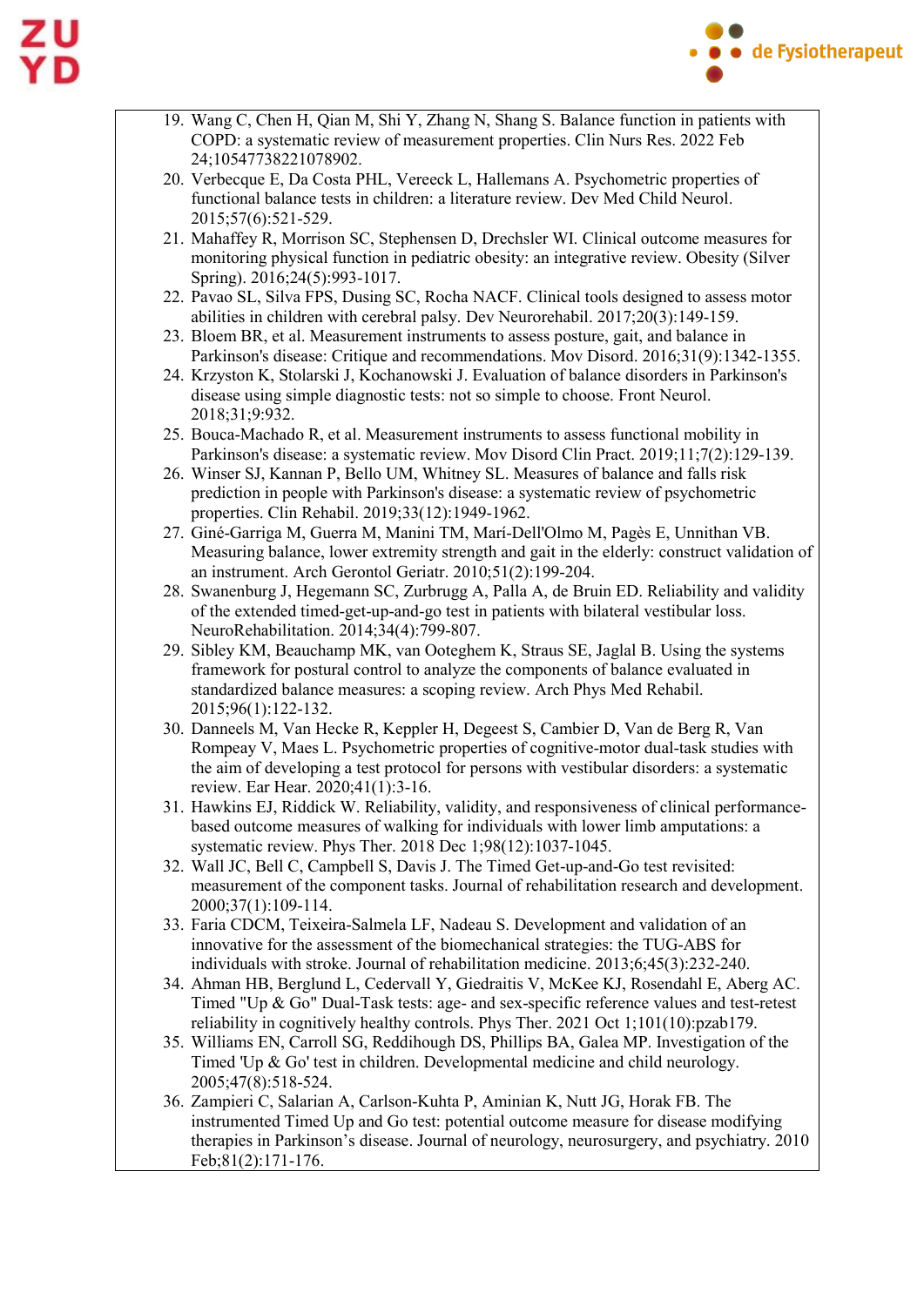19. Wang C, Chen H, Qian M, Shi Y, Zhang N, Shang S. Balance function in patients with COPD: a systematic review of measurement properties. Clin Nurs Res. 2022 Feb 24;10547738221078902.
20. Verbecque E, Da Costa PHL, Vereeck L, Hallemans A. Psychometric properties of functional balance tests in children: a literature review. Dev Med Child Neurol. 2015;57(6):521-529.
21. Mahaffey R, Morrison SC, Stephensen D, Drechsler WI. Clinical outcome measures for monitoring physical function in pediatric obesity: an integrative review. Obesity (Silver Spring). 2016;24(5):993-1017.
22. Pavao SL, Silva FPS, Dusing SC, Rocha NACF. Clinical tools designed to assess motor abilities in children with cerebral palsy. Dev Neurorehabil. 2017;20(3):149-159.
23. Bloem BR, et al. Measurement instruments to assess posture, gait, and balance in Parkinson's disease: Critique and recommendations. Mov Disord. 2016;31(9):1342-1355.
24. Krzyston K, Stolarski J, Kochanowski J. Evaluation of balance disorders in Parkinson's disease using simple diagnostic tests: not so simple to choose. Front Neurol. 2018;31;9:932.
25. Bouca-Machado R, et al. Measurement instruments to assess functional mobility in Parkinson's disease: a systematic review. Mov Disord Clin Pract. 2019;11;7(2):129-139.
26. Winser SJ, Kannan P, Bello UM, Whitney SL. Measures of balance and falls risk prediction in people with Parkinson's disease: a systematic review of psychometric properties. Clin Rehabil. 2019;33(12):1949-1962.
27. Giné-Garriga M, Guerra M, Manini TM, Marí-Dell'Olmo M, Pagès E, Unnithan VB. Measuring balance, lower extremity strength and gait in the elderly: construct validation of an instrument. Arch Gerontol Geriatr. 2010;51(2):199-204.
28. Swanenburg J, Hegemann SC, Zurbrugg A, Palla A, de Bruin ED. Reliability and validity of the extended timed-get-up-and-go test in patients with bilateral vestibular loss. NeuroRehabilitation. 2014;34(4):799-807.
29. Sibley KM, Beauchamp MK, van Ooteghem K, Straus SE, Jaglal B. Using the systems framework for postural control to analyze the components of balance evaluated in standardized balance measures: a scoping review. Arch Phys Med Rehabil. 2015;96(1):122-132.
30. Danneels M, Van Hecke R, Keppler H, Degeest S, Cambier D, Van de Berg R, Van Rompeay V, Maes L. Psychometric properties of cognitive-motor dual-task studies with the aim of developing a test protocol for persons with vestibular disorders: a systematic review. Ear Hear. 2020;41(1):3-16.
31. Hawkins EJ, Riddick W. Reliability, validity, and responsiveness of clinical performance-based outcome measures of walking for individuals with lower limb amputations: a systematic review. Phys Ther. 2018 Dec 1;98(12):1037-1045.
32. Wall JC, Bell C, Campbell S, Davis J. The Timed Get-up-and-Go test revisited: measurement of the component tasks. Journal of rehabilitation research and development. 2000;37(1):109-114.
33. Faria CDCM, Teixeira-Salmela LF, Nadeau S. Development and validation of an innovative for the assessment of the biomechanical strategies: the TUG-ABS for individuals with stroke. Journal of rehabilitation medicine. 2013;6;45(3):232-240.
34. Ahman HB, Berglund L, Cedervall Y, Giedraitis V, McKee KJ, Rosendahl E, Aberg AC. Timed "Up & Go" Dual-Task tests: age- and sex-specific reference values and test-retest reliability in cognitively healthy controls. Phys Ther. 2021 Oct 1;101(10):pzab179.
35. Williams EN, Carroll SG, Reddihough DS, Phillips BA, Galea MP. Investigation of the Timed 'Up & Go' test in children. Developmental medicine and child neurology. 2005;47(8):518-524.
36. Zampieri C, Salarian A, Carlson-Kuhta P, Aminian K, Nutt JG, Horak FB. The instrumented Timed Up and Go test: potential outcome measure for disease modifying therapies in Parkinson's disease. Journal of neurology, neurosurgery, and psychiatry. 2010 Feb;81(2):171-176.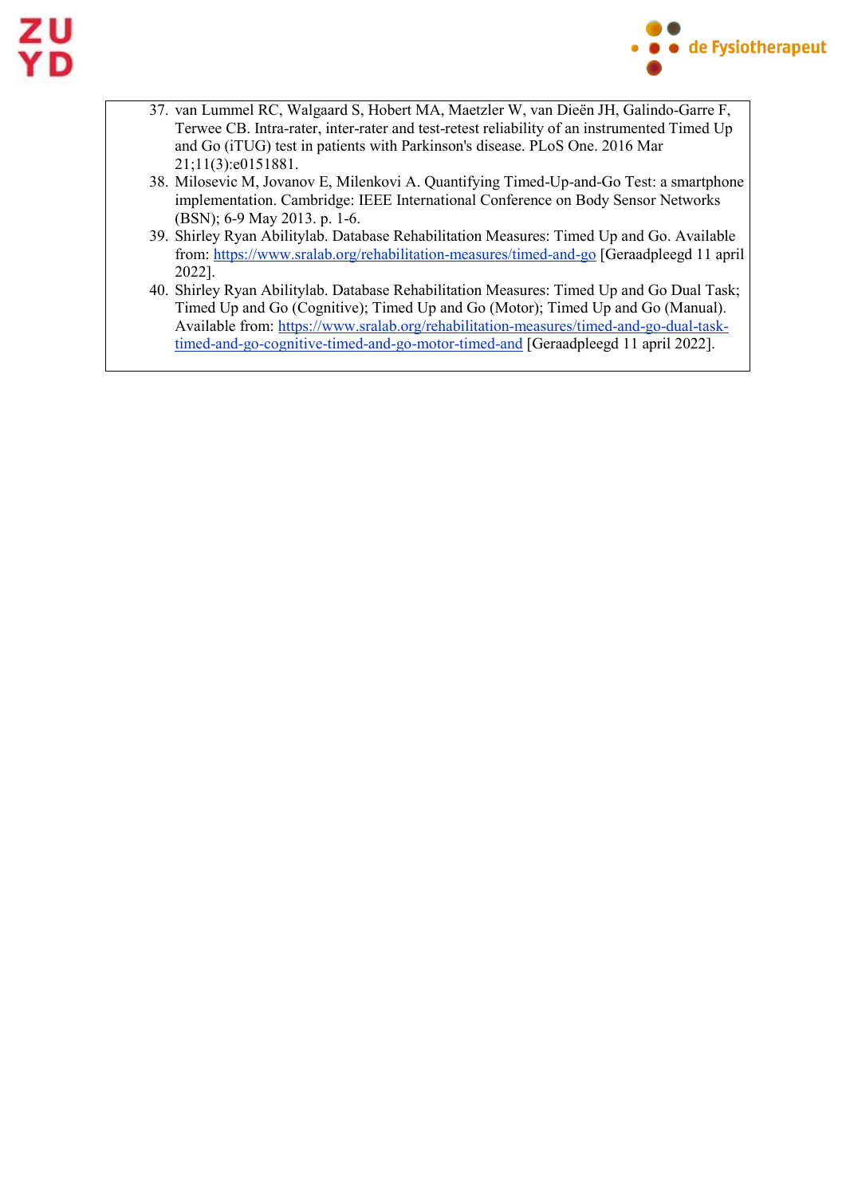37. van Lummel RC, Walgaard S, Hobert MA, Maetzler W, van Dieën JH, Galindo-Garre F, Terwee CB. Intra-rater, inter-rater and test-retest reliability of an instrumented Timed Up and Go (iTUG) test in patients with Parkinson's disease. PLoS One. 2016 Mar 21;11(3):e0151881.
38. Milosevic M, Jovanov E, Milenkovi A. Quantifying Timed-Up-and-Go Test: a smartphone implementation. Cambridge: IEEE International Conference on Body Sensor Networks (BSN); 6-9 May 2013. p. 1-6.
39. Shirley Ryan Abilitylab. Database Rehabilitation Measures: Timed Up and Go. Available from: https://www.sralab.org/rehabilitation-measures/timed-and-go [Geraadpleegd 11 april 2022].
40. Shirley Ryan Abilitylab. Database Rehabilitation Measures: Timed Up and Go Dual Task; Timed Up and Go (Cognitive); Timed Up and Go (Motor); Timed Up and Go (Manual). Available from: https://www.sralab.org/rehabilitation-measures/timed-and-go-dual-task-timed-and-go-cognitive-timed-and-go-motor-timed-and [Geraadpleegd 11 april 2022].